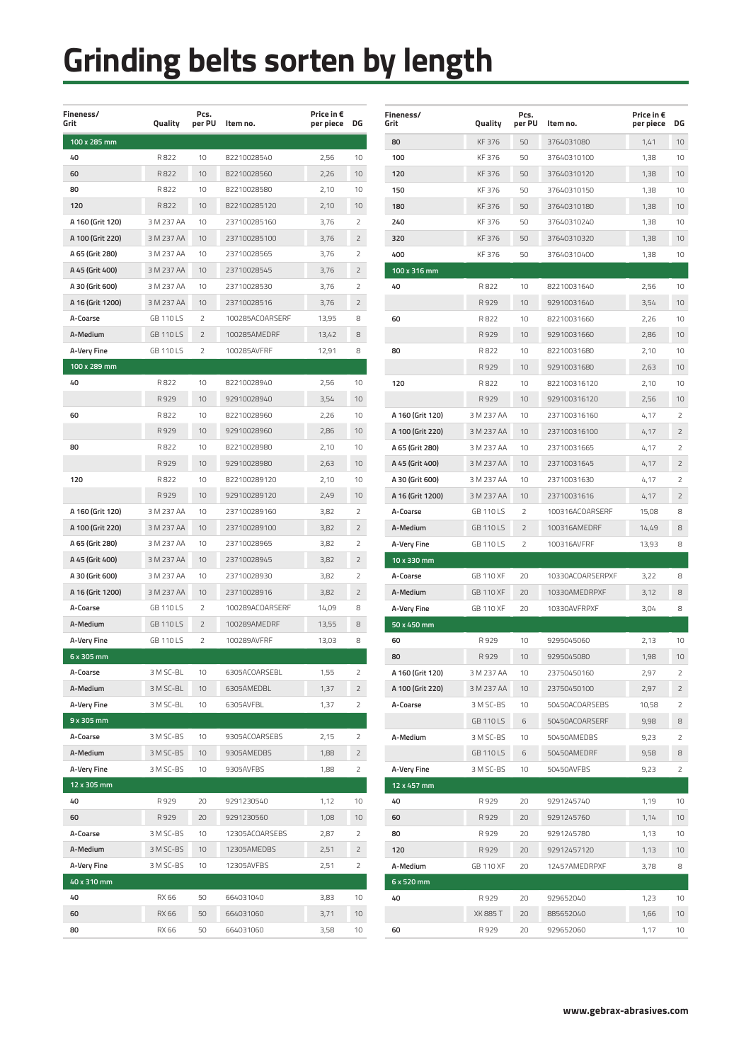# Grinding belts sorten by length

| Fineness/ Grit | Quality | Pcs. per PU | Item no. | Price in € per piece | DG |
|---|---|---|---|---|---|
| **100 x 285 mm** | | | | | |
| 40 | R 822 | 10 | 82210028540 | 2,56 | 10 |
| 60 | R 822 | 10 | 82210028560 | 2,26 | 10 |
| 80 | R 822 | 10 | 82210028580 | 2,10 | 10 |
| 120 | R 822 | 10 | 822100285120 | 2,10 | 10 |
| A 160 (Grit 120) | 3 M 237 AA | 10 | 237100285160 | 3,76 | 2 |
| A 100 (Grit 220) | 3 M 237 AA | 10 | 237100285100 | 3,76 | 2 |
| A 65 (Grit 280) | 3 M 237 AA | 10 | 23710028565 | 3,76 | 2 |
| A 45 (Grit 400) | 3 M 237 AA | 10 | 23710028545 | 3,76 | 2 |
| A 30 (Grit 600) | 3 M 237 AA | 10 | 23710028530 | 3,76 | 2 |
| A 16 (Grit 1200) | 3 M 237 AA | 10 | 23710028516 | 3,76 | 2 |
| A-Coarse | GB 110 LS | 2 | 100285ACOARSERF | 13,95 | 8 |
| A-Medium | GB 110 LS | 2 | 100285AMEDRF | 13,42 | 8 |
| A-Very Fine | GB 110 LS | 2 | 100285AVFRF | 12,91 | 8 |
| **100 x 289 mm** | | | | | |
| 40 | R 822 | 10 | 82210028940 | 2,56 | 10 |
| | R 929 | 10 | 92910028940 | 3,54 | 10 |
| 60 | R 822 | 10 | 82210028960 | 2,26 | 10 |
| | R 929 | 10 | 92910028960 | 2,86 | 10 |
| 80 | R 822 | 10 | 82210028980 | 2,10 | 10 |
| | R 929 | 10 | 92910028980 | 2,63 | 10 |
| 120 | R 822 | 10 | 822100289120 | 2,10 | 10 |
| | R 929 | 10 | 929100289120 | 2,49 | 10 |
| A 160 (Grit 120) | 3 M 237 AA | 10 | 237100289160 | 3,82 | 2 |
| A 100 (Grit 220) | 3 M 237 AA | 10 | 237100289100 | 3,82 | 2 |
| A 65 (Grit 280) | 3 M 237 AA | 10 | 23710028965 | 3,82 | 2 |
| A 45 (Grit 400) | 3 M 237 AA | 10 | 23710028945 | 3,82 | 2 |
| A 30 (Grit 600) | 3 M 237 AA | 10 | 23710028930 | 3,82 | 2 |
| A 16 (Grit 1200) | 3 M 237 AA | 10 | 23710028916 | 3,82 | 2 |
| A-Coarse | GB 110 LS | 2 | 100289ACOARSERF | 14,09 | 8 |
| A-Medium | GB 110 LS | 2 | 100289AMEDRF | 13,55 | 8 |
| A-Very Fine | GB 110 LS | 2 | 100289AVFRF | 13,03 | 8 |
| **6 x 305 mm** | | | | | |
| A-Coarse | 3 M SC-BL | 10 | 6305ACOARSEBL | 1,55 | 2 |
| A-Medium | 3 M SC-BL | 10 | 6305AMEDBL | 1,37 | 2 |
| A-Very Fine | 3 M SC-BL | 10 | 6305AVFBL | 1,37 | 2 |
| **9 x 305 mm** | | | | | |
| A-Coarse | 3 M SC-BS | 10 | 9305ACOARSEBS | 2,15 | 2 |
| A-Medium | 3 M SC-BS | 10 | 9305AMEDBS | 1,88 | 2 |
| A-Very Fine | 3 M SC-BS | 10 | 9305AVFBS | 1,88 | 2 |
| **12 x 305 mm** | | | | | |
| 40 | R 929 | 20 | 9291230540 | 1,12 | 10 |
| 60 | R 929 | 20 | 9291230560 | 1,08 | 10 |
| A-Coarse | 3 M SC-BS | 10 | 12305ACOARSEBS | 2,87 | 2 |
| A-Medium | 3 M SC-BS | 10 | 12305AMEDBS | 2,51 | 2 |
| A-Very Fine | 3 M SC-BS | 10 | 12305AVFBS | 2,51 | 2 |
| **40 x 310 mm** | | | | | |
| 40 | RX 66 | 50 | 664031040 | 3,83 | 10 |
| 60 | RX 66 | 50 | 664031060 | 3,71 | 10 |
| 80 | RX 66 | 50 | 664031060 | 3,58 | 10 |
| 80 | KF 376 | 50 | 3764031080 | 1,41 | 10 |
| 100 | KF 376 | 50 | 37640310100 | 1,38 | 10 |
| 120 | KF 376 | 50 | 37640310120 | 1,38 | 10 |
| 150 | KF 376 | 50 | 37640310150 | 1,38 | 10 |
| 180 | KF 376 | 50 | 37640310180 | 1,38 | 10 |
| 240 | KF 376 | 50 | 37640310240 | 1,38 | 10 |
| 320 | KF 376 | 50 | 37640310320 | 1,38 | 10 |
| 400 | KF 376 | 50 | 37640310400 | 1,38 | 10 |
| **100 x 316 mm** | | | | | |
| 40 | R 822 | 10 | 82210031640 | 2,56 | 10 |
| | R 929 | 10 | 92910031640 | 3,54 | 10 |
| 60 | R 822 | 10 | 82210031660 | 2,26 | 10 |
| | R 929 | 10 | 92910031660 | 2,86 | 10 |
| 80 | R 822 | 10 | 82210031680 | 2,10 | 10 |
| | R 929 | 10 | 92910031680 | 2,63 | 10 |
| 120 | R 822 | 10 | 822100316120 | 2,10 | 10 |
| | R 929 | 10 | 929100316120 | 2,56 | 10 |
| A 160 (Grit 120) | 3 M 237 AA | 10 | 237100316160 | 4,17 | 2 |
| A 100 (Grit 220) | 3 M 237 AA | 10 | 237100316100 | 4,17 | 2 |
| A 65 (Grit 280) | 3 M 237 AA | 10 | 23710031665 | 4,17 | 2 |
| A 45 (Grit 400) | 3 M 237 AA | 10 | 23710031645 | 4,17 | 2 |
| A 30 (Grit 600) | 3 M 237 AA | 10 | 23710031630 | 4,17 | 2 |
| A 16 (Grit 1200) | 3 M 237 AA | 10 | 23710031616 | 4,17 | 2 |
| A-Coarse | GB 110 LS | 2 | 100316ACOARSERF | 15,08 | 8 |
| A-Medium | GB 110 LS | 2 | 100316AMEDRF | 14,49 | 8 |
| A-Very Fine | GB 110 LS | 2 | 100316AVFRF | 13,93 | 8 |
| **10 x 330 mm** | | | | | |
| A-Coarse | GB 110 XF | 20 | 10330ACOARSERPXF | 3,22 | 8 |
| A-Medium | GB 110 XF | 20 | 10330AMEDRPXF | 3,12 | 8 |
| A-Very Fine | GB 110 XF | 20 | 10330AVFRPXF | 3,04 | 8 |
| **50 x 450 mm** | | | | | |
| 60 | R 929 | 10 | 9295045060 | 2,13 | 10 |
| 80 | R 929 | 10 | 9295045080 | 1,98 | 10 |
| A 160 (Grit 120) | 3 M 237 AA | 10 | 23750450160 | 2,97 | 2 |
| A 100 (Grit 220) | 3 M 237 AA | 10 | 23750450100 | 2,97 | 2 |
| A-Coarse | 3 M SC-BS | 10 | 50450ACOARSEBS | 10,58 | 2 |
| | GB 110 LS | 6 | 50450ACOARSERF | 9,98 | 8 |
| A-Medium | 3 M SC-BS | 10 | 50450AMEDBS | 9,23 | 2 |
| | GB 110 LS | 6 | 50450AMEDRF | 9,58 | 8 |
| A-Very Fine | 3 M SC-BS | 10 | 50450AVFBS | 9,23 | 2 |
| **12 x 457 mm** | | | | | |
| 40 | R 929 | 20 | 9291245740 | 1,19 | 10 |
| 60 | R 929 | 20 | 9291245760 | 1,14 | 10 |
| 80 | R 929 | 20 | 9291245780 | 1,13 | 10 |
| 120 | R 929 | 20 | 92912457120 | 1,13 | 10 |
| A-Medium | GB 110 XF | 20 | 12457AMEDRPXF | 3,78 | 8 |
| **6 x 520 mm** | | | | | |
| 40 | R 929 | 20 | 929652040 | 1,23 | 10 |
| | XK 885 T | 20 | 885652040 | 1,66 | 10 |
| 60 | R 929 | 20 | 929652060 | 1,17 | 10 |

www.gebrax-abrasives.com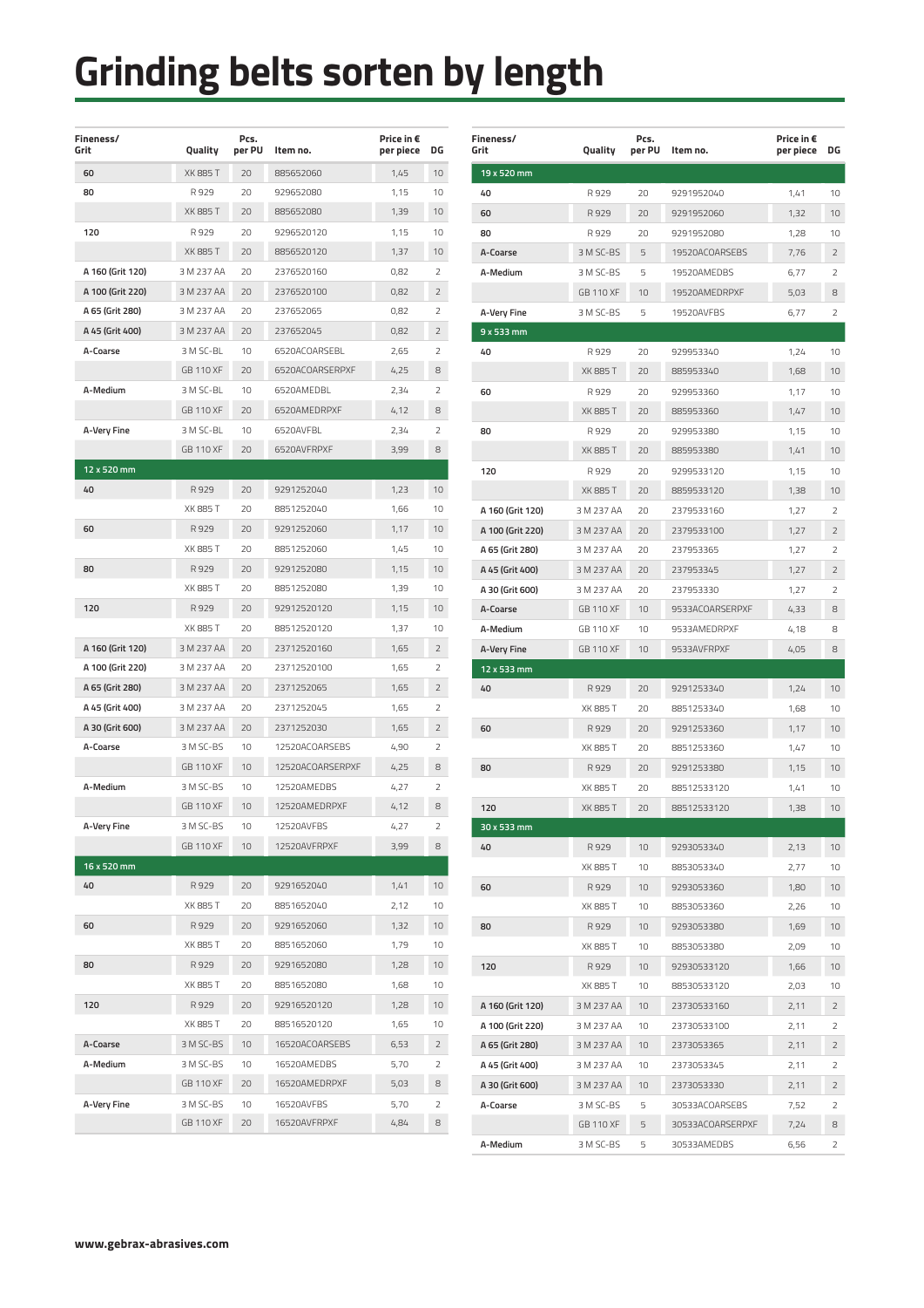# Grinding belts sorten by length

| Fineness/ Grit | Quality | Pcs. per PU | Item no. | Price in € per piece | DG |
|---|---|---|---|---|---|
| 60 | XK 885 T | 20 | 885652060 | 1,45 | 10 |
| 80 | R 929 | 20 | 929652080 | 1,15 | 10 |
| | XK 885 T | 20 | 885652080 | 1,39 | 10 |
| 120 | R 929 | 20 | 9296520120 | 1,15 | 10 |
| | XK 885 T | 20 | 8856520120 | 1,37 | 10 |
| A 160 (Grit 120) | 3 M 237 AA | 20 | 2376520160 | 0,82 | 2 |
| A 100 (Grit 220) | 3 M 237 AA | 20 | 2376520100 | 0,82 | 2 |
| A 65 (Grit 280) | 3 M 237 AA | 20 | 237652065 | 0,82 | 2 |
| A 45 (Grit 400) | 3 M 237 AA | 20 | 237652045 | 0,82 | 2 |
| A-Coarse | 3 M SC-BL | 10 | 6520ACOARSEBL | 2,65 | 2 |
| | GB 110 XF | 20 | 6520ACOARSERPXF | 4,25 | 8 |
| A-Medium | 3 M SC-BL | 10 | 6520AMEDBL | 2,34 | 2 |
| | GB 110 XF | 20 | 6520AMEDRPXF | 4,12 | 8 |
| A-Very Fine | 3 M SC-BL | 10 | 6520AVFBL | 2,34 | 2 |
| | GB 110 XF | 20 | 6520AVFRPXF | 3,99 | 8 |
| **12 x 520 mm** | | | | | |
| 40 | R 929 | 20 | 9291252040 | 1,23 | 10 |
| | XK 885 T | 20 | 8851252040 | 1,66 | 10 |
| 60 | R 929 | 20 | 9291252060 | 1,17 | 10 |
| | XK 885 T | 20 | 8851252060 | 1,45 | 10 |
| 80 | R 929 | 20 | 9291252080 | 1,15 | 10 |
| | XK 885 T | 20 | 8851252080 | 1,39 | 10 |
| 120 | R 929 | 20 | 92912520120 | 1,15 | 10 |
| | XK 885 T | 20 | 88512520120 | 1,37 | 10 |
| A 160 (Grit 120) | 3 M 237 AA | 20 | 23712520160 | 1,65 | 2 |
| A 100 (Grit 220) | 3 M 237 AA | 20 | 23712520100 | 1,65 | 2 |
| A 65 (Grit 280) | 3 M 237 AA | 20 | 2371252065 | 1,65 | 2 |
| A 45 (Grit 400) | 3 M 237 AA | 20 | 2371252045 | 1,65 | 2 |
| A 30 (Grit 600) | 3 M 237 AA | 20 | 2371252030 | 1,65 | 2 |
| A-Coarse | 3 M SC-BS | 10 | 12520ACOARSEBS | 4,90 | 2 |
| | GB 110 XF | 10 | 12520ACOARSERPXF | 4,25 | 8 |
| A-Medium | 3 M SC-BS | 10 | 12520AMEDBS | 4,27 | 2 |
| | GB 110 XF | 10 | 12520AMEDRPXF | 4,12 | 8 |
| A-Very Fine | 3 M SC-BS | 10 | 12520AVFBS | 4,27 | 2 |
| | GB 110 XF | 10 | 12520AVFRPXF | 3,99 | 8 |
| **16 x 520 mm** | | | | | |
| 40 | R 929 | 20 | 9291652040 | 1,41 | 10 |
| | XK 885 T | 20 | 8851652040 | 2,12 | 10 |
| 60 | R 929 | 20 | 9291652060 | 1,32 | 10 |
| | XK 885 T | 20 | 8851652060 | 1,79 | 10 |
| 80 | R 929 | 20 | 9291652080 | 1,28 | 10 |
| | XK 885 T | 20 | 8851652080 | 1,68 | 10 |
| 120 | R 929 | 20 | 92916520120 | 1,28 | 10 |
| | XK 885 T | 20 | 88516520120 | 1,65 | 10 |
| A-Coarse | 3 M SC-BS | 10 | 16520ACOARSEBS | 6,53 | 2 |
| A-Medium | 3 M SC-BS | 10 | 16520AMEDBS | 5,70 | 2 |
| | GB 110 XF | 20 | 16520AMEDRPXF | 5,03 | 8 |
| A-Very Fine | 3 M SC-BS | 10 | 16520AVFBS | 5,70 | 2 |
| | GB 110 XF | 20 | 16520AVFRPXF | 4,84 | 8 |

| Fineness/ Grit | Quality | Pcs. per PU | Item no. | Price in € per piece | DG |
|---|---|---|---|---|---|
| **19 x 520 mm** | | | | | |
| 40 | R 929 | 20 | 9291952040 | 1,41 | 10 |
| 60 | R 929 | 20 | 9291952060 | 1,32 | 10 |
| 80 | R 929 | 20 | 9291952080 | 1,28 | 10 |
| A-Coarse | 3 M SC-BS | 5 | 19520ACOARSEBS | 7,76 | 2 |
| A-Medium | 3 M SC-BS | 5 | 19520AMEDBS | 6,77 | 2 |
| | GB 110 XF | 10 | 19520AMEDRPXF | 5,03 | 8 |
| A-Very Fine | 3 M SC-BS | 5 | 19520AVFBS | 6,77 | 2 |
| **9 x 533 mm** | | | | | |
| 40 | R 929 | 20 | 929953340 | 1,24 | 10 |
| | XK 885 T | 20 | 885953340 | 1,68 | 10 |
| 60 | R 929 | 20 | 929953360 | 1,17 | 10 |
| | XK 885 T | 20 | 885953360 | 1,47 | 10 |
| 80 | R 929 | 20 | 929953380 | 1,15 | 10 |
| | XK 885 T | 20 | 885953380 | 1,41 | 10 |
| 120 | R 929 | 20 | 9299533120 | 1,15 | 10 |
| | XK 885 T | 20 | 8859533120 | 1,38 | 10 |
| A 160 (Grit 120) | 3 M 237 AA | 20 | 2379533160 | 1,27 | 2 |
| A 100 (Grit 220) | 3 M 237 AA | 20 | 2379533100 | 1,27 | 2 |
| A 65 (Grit 280) | 3 M 237 AA | 20 | 237953365 | 1,27 | 2 |
| A 45 (Grit 400) | 3 M 237 AA | 20 | 237953345 | 1,27 | 2 |
| A 30 (Grit 600) | 3 M 237 AA | 20 | 237953330 | 1,27 | 2 |
| A-Coarse | GB 110 XF | 10 | 9533ACOARSERPXF | 4,33 | 8 |
| A-Medium | GB 110 XF | 10 | 9533AMEDRPXF | 4,18 | 8 |
| A-Very Fine | GB 110 XF | 10 | 9533AVFRPXF | 4,05 | 8 |
| **12 x 533 mm** | | | | | |
| 40 | R 929 | 20 | 9291253340 | 1,24 | 10 |
| | XK 885 T | 20 | 8851253340 | 1,68 | 10 |
| 60 | R 929 | 20 | 9291253360 | 1,17 | 10 |
| | XK 885 T | 20 | 8851253360 | 1,47 | 10 |
| 80 | R 929 | 20 | 9291253380 | 1,15 | 10 |
| | XK 885 T | 20 | 88512533120 | 1,41 | 10 |
| 120 | XK 885 T | 20 | 88512533120 | 1,38 | 10 |
| **30 x 533 mm** | | | | | |
| 40 | R 929 | 10 | 9293053340 | 2,13 | 10 |
| | XK 885 T | 10 | 8853053340 | 2,77 | 10 |
| 60 | R 929 | 10 | 9293053360 | 1,80 | 10 |
| | XK 885 T | 10 | 8853053360 | 2,26 | 10 |
| 80 | R 929 | 10 | 9293053380 | 1,69 | 10 |
| | XK 885 T | 10 | 8853053380 | 2,09 | 10 |
| 120 | R 929 | 10 | 92930533120 | 1,66 | 10 |
| | XK 885 T | 10 | 88530533120 | 2,03 | 10 |
| A 160 (Grit 120) | 3 M 237 AA | 10 | 23730533160 | 2,11 | 2 |
| A 100 (Grit 220) | 3 M 237 AA | 10 | 23730533100 | 2,11 | 2 |
| A 65 (Grit 280) | 3 M 237 AA | 10 | 2373053365 | 2,11 | 2 |
| A 45 (Grit 400) | 3 M 237 AA | 10 | 2373053345 | 2,11 | 2 |
| A 30 (Grit 600) | 3 M 237 AA | 10 | 2373053330 | 2,11 | 2 |
| A-Coarse | 3 M SC-BS | 5 | 30533ACOARSEBS | 7,52 | 2 |
| | GB 110 XF | 5 | 30533ACOARSERPXF | 7,24 | 8 |
| A-Medium | 3 M SC-BS | 5 | 30533AMEDBS | 6,56 | 2 |

**www.gebrax-abrasives.com**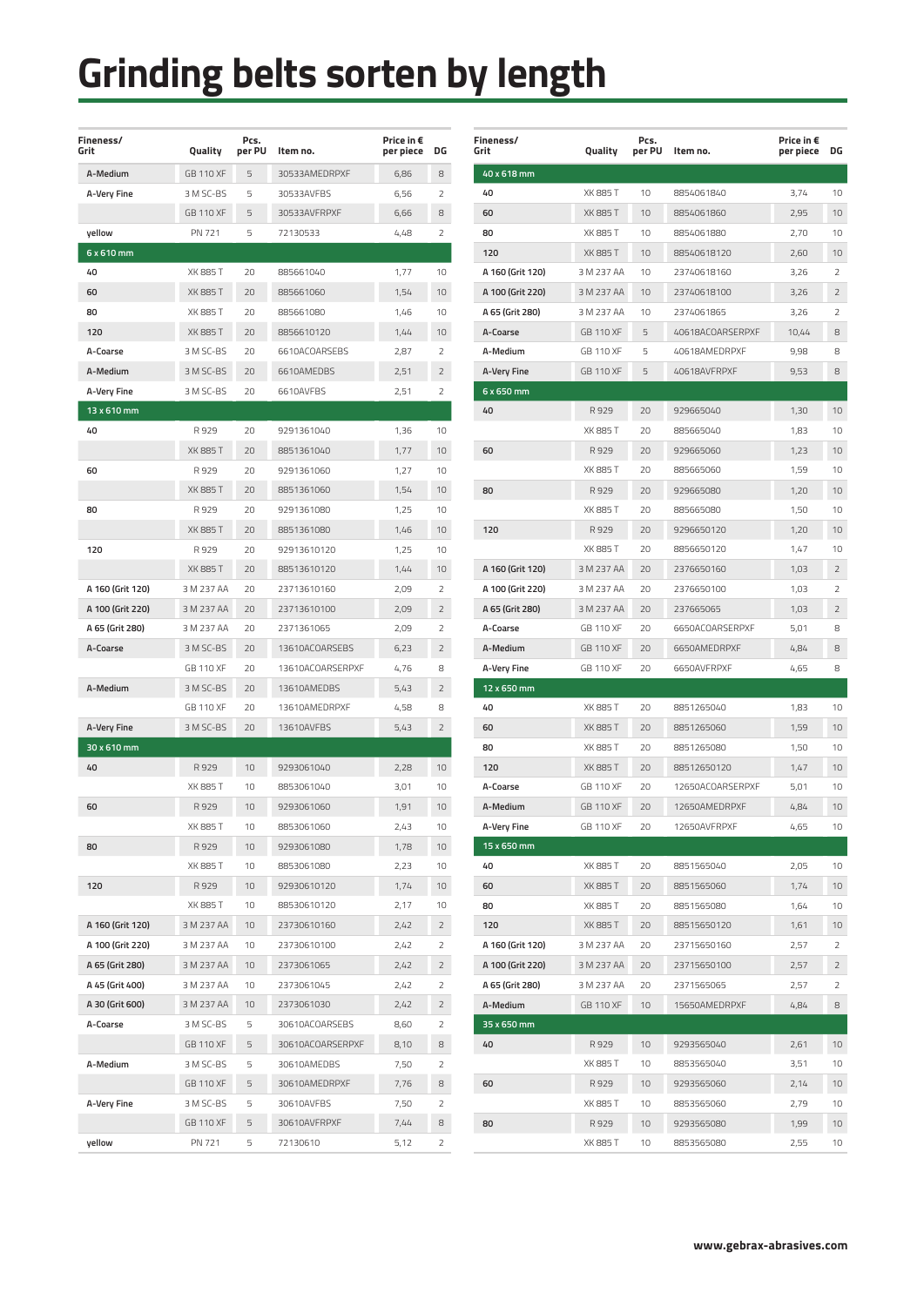# Grinding belts sorten by length

| Fineness/ Grit | Quality | Pcs. per PU | Item no. | Price in € per piece | DG |
|---|---|---|---|---|---|
| A-Medium | GB 110 XF | 5 | 30533AMEDRPXF | 6,86 | 8 |
| A-Very Fine | 3 M SC-BS | 5 | 30533AVFBS | 6,56 | 2 |
| | GB 110 XF | 5 | 30533AVFRPXF | 6,66 | 8 |
| yellow | PN 721 | 5 | 72130533 | 4,48 | 2 |
| **6 x 610 mm** | | | | | |
| 40 | XK 885 T | 20 | 885661040 | 1,77 | 10 |
| 60 | XK 885 T | 20 | 885661060 | 1,54 | 10 |
| 80 | XK 885 T | 20 | 885661080 | 1,46 | 10 |
| 120 | XK 885 T | 20 | 8856610120 | 1,44 | 10 |
| A-Coarse | 3 M SC-BS | 20 | 6610ACOARSEBS | 2,87 | 2 |
| A-Medium | 3 M SC-BS | 20 | 6610AMEDBS | 2,51 | 2 |
| A-Very Fine | 3 M SC-BS | 20 | 6610AVFBS | 2,51 | 2 |
| **13 x 610 mm** | | | | | |
| 40 | R 929 | 20 | 9291361040 | 1,36 | 10 |
| | XK 885 T | 20 | 8851361040 | 1,77 | 10 |
| 60 | R 929 | 20 | 9291361060 | 1,27 | 10 |
| | XK 885 T | 20 | 8851361060 | 1,54 | 10 |
| 80 | R 929 | 20 | 9291361080 | 1,25 | 10 |
| | XK 885 T | 20 | 8851361080 | 1,46 | 10 |
| 120 | R 929 | 20 | 92913610120 | 1,25 | 10 |
| | XK 885 T | 20 | 88513610120 | 1,44 | 10 |
| A 160 (Grit 120) | 3 M 237 AA | 20 | 23713610160 | 2,09 | 2 |
| A 100 (Grit 220) | 3 M 237 AA | 20 | 23713610100 | 2,09 | 2 |
| A 65 (Grit 280) | 3 M 237 AA | 20 | 2371361065 | 2,09 | 2 |
| A-Coarse | 3 M SC-BS | 20 | 13610ACOARSEBS | 6,23 | 2 |
| | GB 110 XF | 20 | 13610ACOARSERPXF | 4,76 | 8 |
| A-Medium | 3 M SC-BS | 20 | 13610AMEDBS | 5,43 | 2 |
| | GB 110 XF | 20 | 13610AMEDRPXF | 4,58 | 8 |
| A-Very Fine | 3 M SC-BS | 20 | 13610AVFBS | 5,43 | 2 |
| **30 x 610 mm** | | | | | |
| 40 | R 929 | 10 | 9293061040 | 2,28 | 10 |
| | XK 885 T | 10 | 8853061040 | 3,01 | 10 |
| 60 | R 929 | 10 | 9293061060 | 1,91 | 10 |
| | XK 885 T | 10 | 8853061060 | 2,43 | 10 |
| 80 | R 929 | 10 | 9293061080 | 1,78 | 10 |
| | XK 885 T | 10 | 8853061080 | 2,23 | 10 |
| 120 | R 929 | 10 | 92930610120 | 1,74 | 10 |
| | XK 885 T | 10 | 88530610120 | 2,17 | 10 |
| A 160 (Grit 120) | 3 M 237 AA | 10 | 23730610160 | 2,42 | 2 |
| A 100 (Grit 220) | 3 M 237 AA | 10 | 23730610100 | 2,42 | 2 |
| A 65 (Grit 280) | 3 M 237 AA | 10 | 2373061065 | 2,42 | 2 |
| A 45 (Grit 400) | 3 M 237 AA | 10 | 2373061045 | 2,42 | 2 |
| A 30 (Grit 600) | 3 M 237 AA | 10 | 2373061030 | 2,42 | 2 |
| A-Coarse | 3 M SC-BS | 5 | 30610ACOARSEBS | 8,60 | 2 |
| | GB 110 XF | 5 | 30610ACOARSERPXF | 8,10 | 8 |
| A-Medium | 3 M SC-BS | 5 | 30610AMEDBS | 7,50 | 2 |
| | GB 110 XF | 5 | 30610AMEDRPXF | 7,76 | 8 |
| A-Very Fine | 3 M SC-BS | 5 | 30610AVFBS | 7,50 | 2 |
| | GB 110 XF | 5 | 30610AVFRPXF | 7,44 | 8 |
| yellow | PN 721 | 5 | 72130610 | 5,12 | 2 |
| **40 x 618 mm** | | | | | |
| 40 | XK 885 T | 10 | 8854061840 | 3,74 | 10 |
| 60 | XK 885 T | 10 | 8854061860 | 2,95 | 10 |
| 80 | XK 885 T | 10 | 8854061880 | 2,70 | 10 |
| 120 | XK 885 T | 10 | 88540618120 | 2,60 | 10 |
| A 160 (Grit 120) | 3 M 237 AA | 10 | 23740618160 | 3,26 | 2 |
| A 100 (Grit 220) | 3 M 237 AA | 10 | 23740618100 | 3,26 | 2 |
| A 65 (Grit 280) | 3 M 237 AA | 10 | 2374061865 | 3,26 | 2 |
| A-Coarse | GB 110 XF | 5 | 40618ACOARSERPXF | 10,44 | 8 |
| A-Medium | GB 110 XF | 5 | 40618AMEDRPXF | 9,98 | 8 |
| A-Very Fine | GB 110 XF | 5 | 40618AVFRPXF | 9,53 | 8 |
| **6 x 650 mm** | | | | | |
| 40 | R 929 | 20 | 929665040 | 1,30 | 10 |
| | XK 885 T | 20 | 885665040 | 1,83 | 10 |
| 60 | R 929 | 20 | 929665060 | 1,23 | 10 |
| | XK 885 T | 20 | 885665060 | 1,59 | 10 |
| 80 | R 929 | 20 | 929665080 | 1,20 | 10 |
| | XK 885 T | 20 | 885665080 | 1,50 | 10 |
| 120 | R 929 | 20 | 9296650120 | 1,20 | 10 |
| | XK 885 T | 20 | 8856650120 | 1,47 | 10 |
| A 160 (Grit 120) | 3 M 237 AA | 20 | 2376650160 | 1,03 | 2 |
| A 100 (Grit 220) | 3 M 237 AA | 20 | 2376650100 | 1,03 | 2 |
| A 65 (Grit 280) | 3 M 237 AA | 20 | 237665065 | 1,03 | 2 |
| A-Coarse | GB 110 XF | 20 | 6650ACOARSERPXF | 5,01 | 8 |
| A-Medium | GB 110 XF | 20 | 6650AMEDRPXF | 4,84 | 8 |
| A-Very Fine | GB 110 XF | 20 | 6650AVFRPXF | 4,65 | 8 |
| **12 x 650 mm** | | | | | |
| 40 | XK 885 T | 20 | 8851265040 | 1,83 | 10 |
| 60 | XK 885 T | 20 | 8851265060 | 1,59 | 10 |
| 80 | XK 885 T | 20 | 8851265080 | 1,50 | 10 |
| 120 | XK 885 T | 20 | 88512650120 | 1,47 | 10 |
| A-Coarse | GB 110 XF | 20 | 12650ACOARSERPXF | 5,01 | 10 |
| A-Medium | GB 110 XF | 20 | 12650AMEDRPXF | 4,84 | 10 |
| A-Very Fine | GB 110 XF | 20 | 12650AVFRPXF | 4,65 | 10 |
| **15 x 650 mm** | | | | | |
| 40 | XK 885 T | 20 | 8851565040 | 2,05 | 10 |
| 60 | XK 885 T | 20 | 8851565060 | 1,74 | 10 |
| 80 | XK 885 T | 20 | 8851565080 | 1,64 | 10 |
| 120 | XK 885 T | 20 | 88515650120 | 1,61 | 10 |
| A 160 (Grit 120) | 3 M 237 AA | 20 | 23715650160 | 2,57 | 2 |
| A 100 (Grit 220) | 3 M 237 AA | 20 | 23715650100 | 2,57 | 2 |
| A 65 (Grit 280) | 3 M 237 AA | 20 | 2371565065 | 2,57 | 2 |
| A-Medium | GB 110 XF | 10 | 15650AMEDRPXF | 4,84 | 8 |
| **35 x 650 mm** | | | | | |
| 40 | R 929 | 10 | 9293565040 | 2,61 | 10 |
| | XK 885 T | 10 | 8853565040 | 3,51 | 10 |
| 60 | R 929 | 10 | 9293565060 | 2,14 | 10 |
| | XK 885 T | 10 | 8853565060 | 2,79 | 10 |
| 80 | R 929 | 10 | 9293565080 | 1,99 | 10 |
| | XK 885 T | 10 | 8853565080 | 2,55 | 10 |

www.gebrax-abrasives.com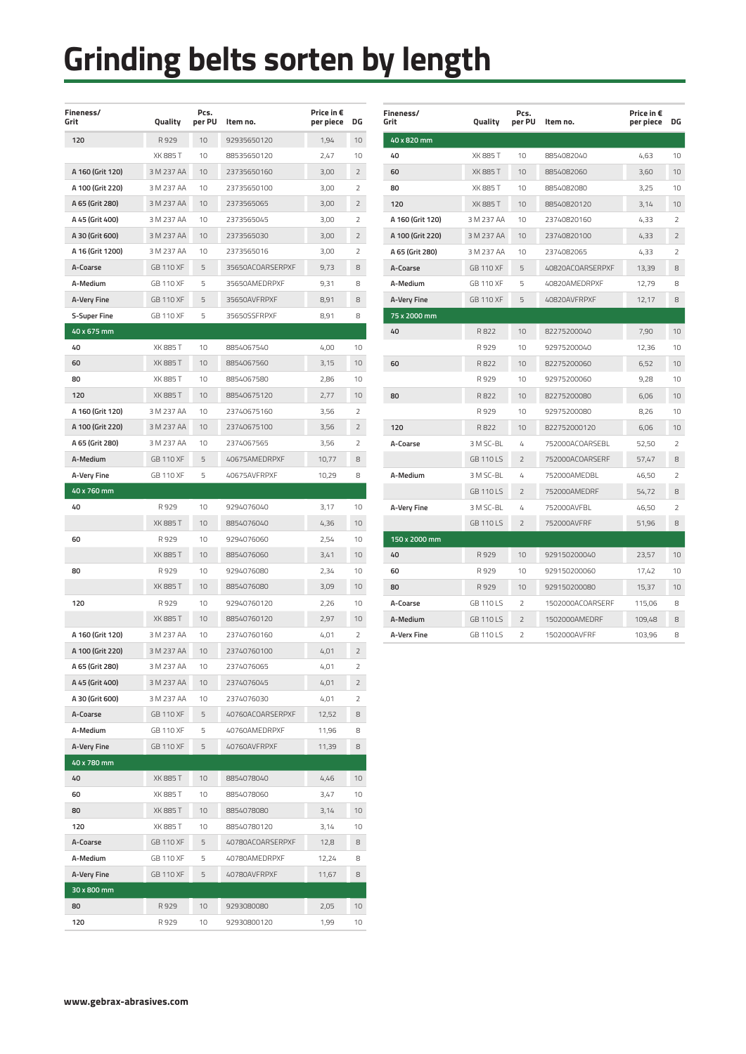# Grinding belts sorten by length

| Fineness/ Grit | Quality | Pcs. per PU | Item no. | Price in € per piece | DG |
|---|---|---|---|---|---|
| 120 | R 929 | 10 | 92935650120 | 1,94 | 10 |
| | XK 885 T | 10 | 88535650120 | 2,47 | 10 |
| A 160 (Grit 120) | 3 M 237 AA | 10 | 23735650160 | 3,00 | 2 |
| A 100 (Grit 220) | 3 M 237 AA | 10 | 23735650100 | 3,00 | 2 |
| A 65 (Grit 280) | 3 M 237 AA | 10 | 2373565065 | 3,00 | 2 |
| A 45 (Grit 400) | 3 M 237 AA | 10 | 2373565045 | 3,00 | 2 |
| A 30 (Grit 600) | 3 M 237 AA | 10 | 2373565030 | 3,00 | 2 |
| A 16 (Grit 1200) | 3 M 237 AA | 10 | 2373565016 | 3,00 | 2 |
| A-Coarse | GB 110 XF | 5 | 35650ACOARSERPXF | 9,73 | 8 |
| A-Medium | GB 110 XF | 5 | 35650AMEDRPXF | 9,31 | 8 |
| A-Very Fine | GB 110 XF | 5 | 35650AVFRPXF | 8,91 | 8 |
| S-Super Fine | GB 110 XF | 5 | 35650SSFRPXF | 8,91 | 8 |
| **40 x 675 mm** | | | | | |
| 40 | XK 885 T | 10 | 8854067540 | 4,00 | 10 |
| 60 | XK 885 T | 10 | 8854067560 | 3,15 | 10 |
| 80 | XK 885 T | 10 | 8854067580 | 2,86 | 10 |
| 120 | XK 885 T | 10 | 88540675120 | 2,77 | 10 |
| A 160 (Grit 120) | 3 M 237 AA | 10 | 23740675160 | 3,56 | 2 |
| A 100 (Grit 220) | 3 M 237 AA | 10 | 23740675100 | 3,56 | 2 |
| A 65 (Grit 280) | 3 M 237 AA | 10 | 2374067565 | 3,56 | 2 |
| A-Medium | GB 110 XF | 5 | 40675AMEDRPXF | 10,77 | 8 |
| A-Very Fine | GB 110 XF | 5 | 40675AVFRPXF | 10,29 | 8 |
| **40 x 760 mm** | | | | | |
| 40 | R 929 | 10 | 9294076040 | 3,17 | 10 |
| | XK 885 T | 10 | 8854076040 | 4,36 | 10 |
| 60 | R 929 | 10 | 9294076060 | 2,54 | 10 |
| | XK 885 T | 10 | 8854076060 | 3,41 | 10 |
| 80 | R 929 | 10 | 9294076080 | 2,34 | 10 |
| | XK 885 T | 10 | 8854076080 | 3,09 | 10 |
| 120 | R 929 | 10 | 92940760120 | 2,26 | 10 |
| | XK 885 T | 10 | 88540760120 | 2,97 | 10 |
| A 160 (Grit 120) | 3 M 237 AA | 10 | 23740760160 | 4,01 | 2 |
| A 100 (Grit 220) | 3 M 237 AA | 10 | 23740760100 | 4,01 | 2 |
| A 65 (Grit 280) | 3 M 237 AA | 10 | 2374076065 | 4,01 | 2 |
| A 45 (Grit 400) | 3 M 237 AA | 10 | 2374076045 | 4,01 | 2 |
| A 30 (Grit 600) | 3 M 237 AA | 10 | 2374076030 | 4,01 | 2 |
| A-Coarse | GB 110 XF | 5 | 40760ACOARSERPXF | 12,52 | 8 |
| A-Medium | GB 110 XF | 5 | 40760AMEDRPXF | 11,96 | 8 |
| A-Very Fine | GB 110 XF | 5 | 40760AVFRPXF | 11,39 | 8 |
| **40 x 780 mm** | | | | | |
| 40 | XK 885 T | 10 | 8854078040 | 4,46 | 10 |
| 60 | XK 885 T | 10 | 8854078060 | 3,47 | 10 |
| 80 | XK 885 T | 10 | 8854078080 | 3,14 | 10 |
| 120 | XK 885 T | 10 | 88540780120 | 3,14 | 10 |
| A-Coarse | GB 110 XF | 5 | 40780ACOARSERPXF | 12,8 | 8 |
| A-Medium | GB 110 XF | 5 | 40780AMEDRPXF | 12,24 | 8 |
| A-Very Fine | GB 110 XF | 5 | 40780AVFRPXF | 11,67 | 8 |
| **30 x 800 mm** | | | | | |
| 80 | R 929 | 10 | 9293080080 | 2,05 | 10 |
| 120 | R 929 | 10 | 92930800120 | 1,99 | 10 |

| Fineness/ Grit | Quality | Pcs. per PU | Item no. | Price in € per piece | DG |
|---|---|---|---|---|---|
| **40 x 820 mm** | | | | | |
| 40 | XK 885 T | 10 | 8854082040 | 4,63 | 10 |
| 60 | XK 885 T | 10 | 8854082060 | 3,60 | 10 |
| 80 | XK 885 T | 10 | 8854082080 | 3,25 | 10 |
| 120 | XK 885 T | 10 | 88540820120 | 3,14 | 10 |
| A 160 (Grit 120) | 3 M 237 AA | 10 | 23740820160 | 4,33 | 2 |
| A 100 (Grit 220) | 3 M 237 AA | 10 | 23740820100 | 4,33 | 2 |
| A 65 (Grit 280) | 3 M 237 AA | 10 | 2374082065 | 4,33 | 2 |
| A-Coarse | GB 110 XF | 5 | 40820ACOARSERPXF | 13,39 | 8 |
| A-Medium | GB 110 XF | 5 | 40820AMEDRPXF | 12,79 | 8 |
| A-Very Fine | GB 110 XF | 5 | 40820AVFRPXF | 12,17 | 8 |
| **75 x 2000 mm** | | | | | |
| 40 | R 822 | 10 | 82275200040 | 7,90 | 10 |
| | R 929 | 10 | 92975200040 | 12,36 | 10 |
| 60 | R 822 | 10 | 82275200060 | 6,52 | 10 |
| | R 929 | 10 | 92975200060 | 9,28 | 10 |
| 80 | R 822 | 10 | 82275200080 | 6,06 | 10 |
| | R 929 | 10 | 92975200080 | 8,26 | 10 |
| 120 | R 822 | 10 | 822752000120 | 6,06 | 10 |
| A-Coarse | 3 M SC-BL | 4 | 752000ACOARSEBL | 52,50 | 2 |
| | GB 110 LS | 2 | 752000ACOARSERF | 57,47 | 8 |
| A-Medium | 3 M SC-BL | 4 | 752000AMEDBL | 46,50 | 2 |
| | GB 110 LS | 2 | 752000AMEDRF | 54,72 | 8 |
| A-Very Fine | 3 M SC-BL | 4 | 752000AVFBL | 46,50 | 2 |
| | GB 110 LS | 2 | 752000AVFRF | 51,96 | 8 |
| **150 x 2000 mm** | | | | | |
| 40 | R 929 | 10 | 929150200040 | 23,57 | 10 |
| 60 | R 929 | 10 | 929150200060 | 17,42 | 10 |
| 80 | R 929 | 10 | 929150200080 | 15,37 | 10 |
| A-Coarse | GB 110 LS | 2 | 1502000ACOARSERF | 115,06 | 8 |
| A-Medium | GB 110 LS | 2 | 1502000AMEDRF | 109,48 | 8 |
| A-Verx Fine | GB 110 LS | 2 | 1502000AVFRF | 103,96 | 8 |

www.gebrax-abrasives.com